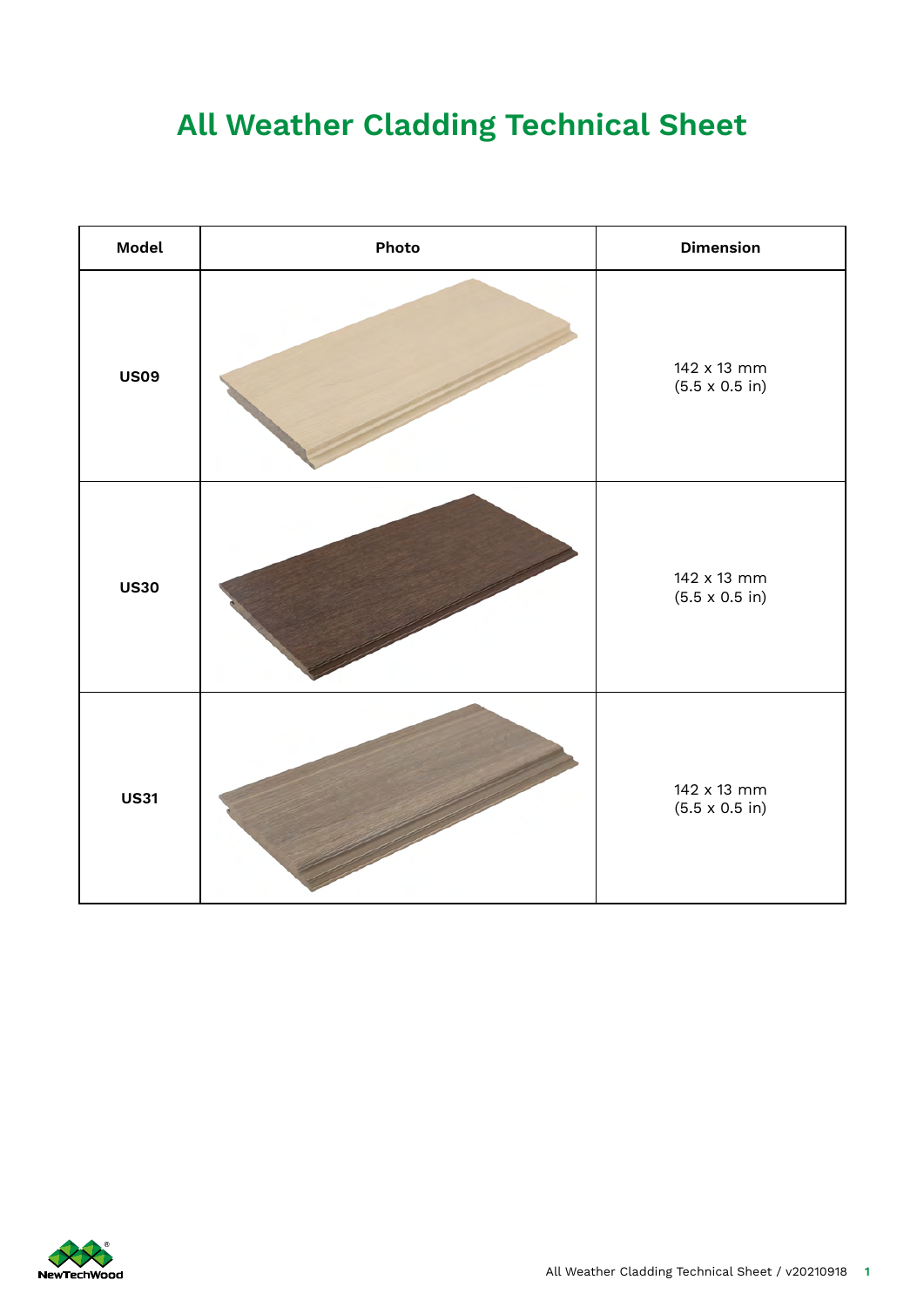# All Weather Cladding Technical Sheet

| Model | Photo | Dimension |
| --- | --- | --- |
| **US09** | | 142 x 13 mm<br>(5.5 x 0.5 in) |
| **US30** | | 142 x 13 mm<br>(5.5 x 0.5 in) |
| **US31** | | 142 x 13 mm<br>(5.5 x 0.5 in) |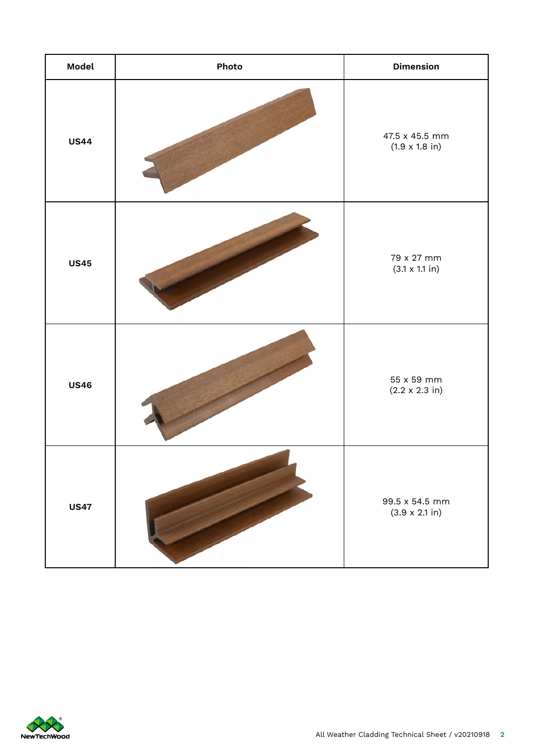| Model | Photo | Dimension |
|---|---|---|
| **US44** | | 47.5 x 45.5 mm<br>(1.9 x 1.8 in) |
| **US45** | | 79 x 27 mm<br>(3.1 x 1.1 in) |
| **US46** | | 55 x 59 mm<br>(2.2 x 2.3 in) |
| **US47** | | 99.5 x 54.5 mm<br>(3.9 x 2.1 in) |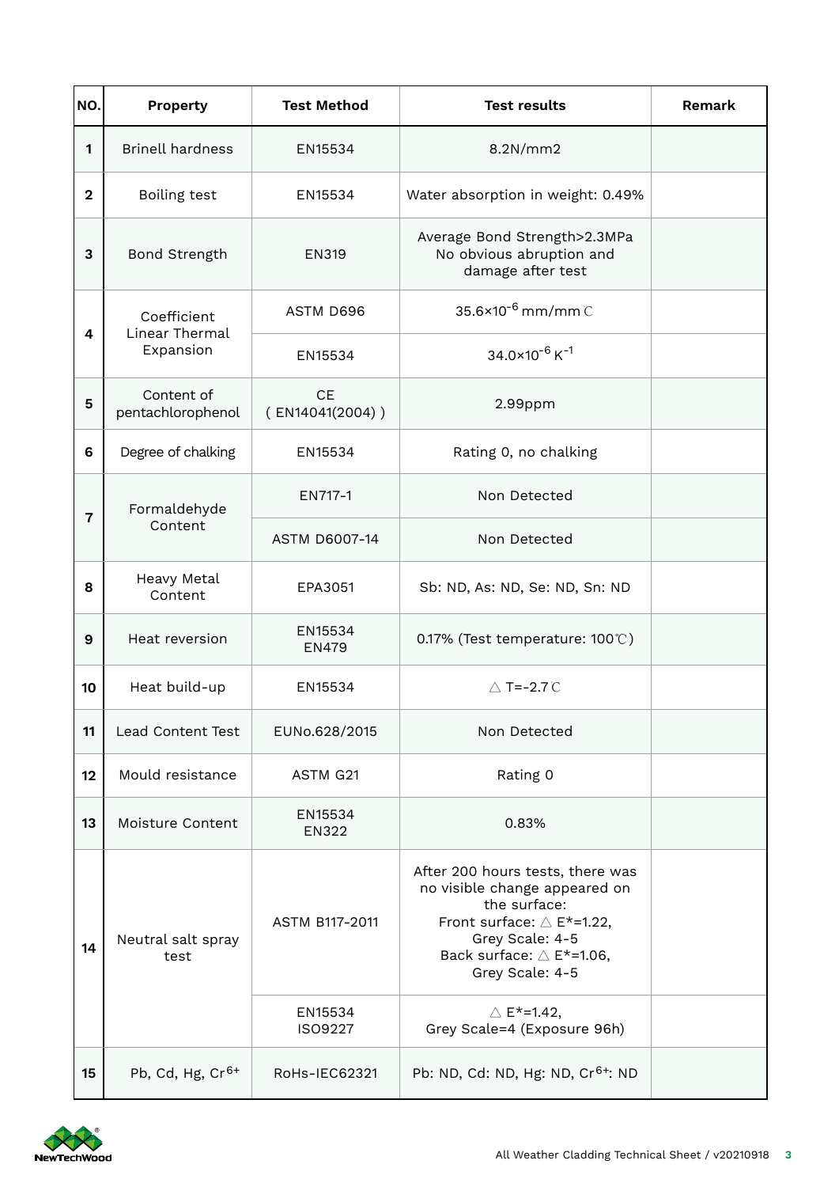| NO. | Property | Test Method | Test results | Remark |
|---|---|---|---|---|
| 1 | Brinell hardness | EN15534 | 8.2N/mm2 | |
| 2 | Boiling test | EN15534 | Water absorption in weight: 0.49% | |
| 3 | Bond Strength | EN319 | Average Bond Strength>2.3MPa No obvious abruption and damage after test | |
| 4 | Coefficient Linear Thermal Expansion | ASTM D696 | $35.6\times10^{-6}$ mm/mm℃ | |
| | | EN15534 | $34.0\times10^{-6}$ $K^{-1}$ | |
| 5 | Content of pentachlorophenol | CE ( EN14041(2004) ) | 2.99ppm | |
| 6 | Degree of chalking | EN15534 | Rating 0, no chalking | |
| 7 | Formaldehyde Content | EN717-1 | Non Detected | |
| | | ASTM D6007-14 | Non Detected | |
| 8 | Heavy Metal Content | EPA3051 | Sb: ND, As: ND, Se: ND, Sn: ND | |
| 9 | Heat reversion | EN15534 EN479 | 0.17% (Test temperature: 100℃) | |
| 10 | Heat build-up | EN15534 | △T=-2.7℃ | |
| 11 | Lead Content Test | EUNo.628/2015 | Non Detected | |
| 12 | Mould resistance | ASTM G21 | Rating 0 | |
| 13 | Moisture Content | EN15534 EN322 | 0.83% | |
| 14 | Neutral salt spray test | ASTM B117-2011 | After 200 hours tests, there was no visible change appeared on the surface: Front surface: △E*=1.22, Grey Scale: 4-5 Back surface: △E*=1.06, Grey Scale: 4-5 | |
| | | EN15534 ISO9227 | △E*=1.42, Grey Scale=4 (Exposure 96h) | |
| 15 | Pb, Cd, Hg, $Cr^{6+}$ | RoHs-IEC62321 | Pb: ND, Cd: ND, Hg: ND, $Cr^{6+}$: ND | |

NewTechWood

All Weather Cladding Technical Sheet / v20210918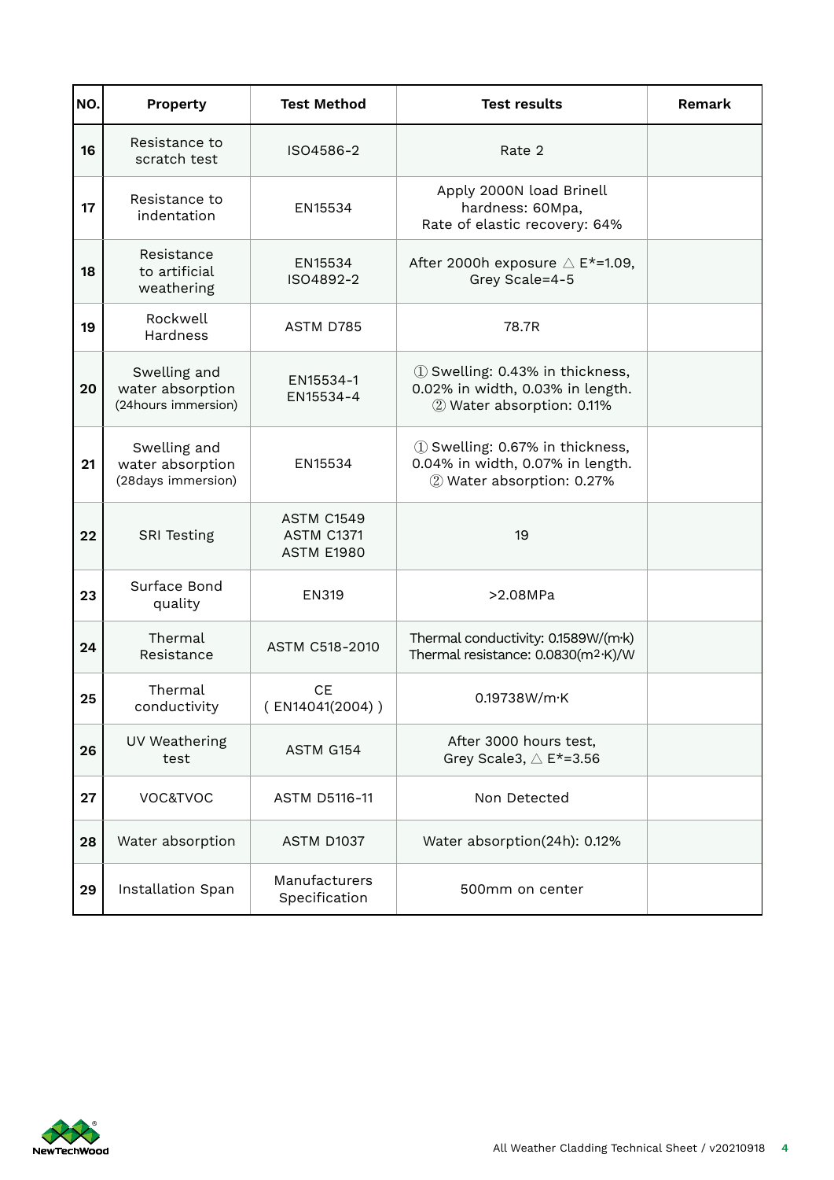| NO. | Property | Test Method | Test results | Remark |
|---|---|---|---|---|
| **16** | Resistance to scratch test | ISO4586-2 | Rate 2 | |
| **17** | Resistance to indentation | EN15534 | Apply 2000N load Brinell hardness: 60Mpa, Rate of elastic recovery: 64% | |
| **18** | Resistance to artificial weathering | EN15534 ISO4892-2 | After 2000h exposure △ E*=1.09, Grey Scale=4-5 | |
| **19** | Rockwell Hardness | ASTM D785 | 78.7R | |
| **20** | Swelling and water absorption (24hours immersion) | EN15534-1 EN15534-4 | ① Swelling: 0.43% in thickness, 0.02% in width, 0.03% in length. ② Water absorption: 0.11% | |
| **21** | Swelling and water absorption (28days immersion) | EN15534 | ① Swelling: 0.67% in thickness, 0.04% in width, 0.07% in length. ② Water absorption: 0.27% | |
| **22** | SRI Testing | ASTM C1549 ASTM C1371 ASTM E1980 | 19 | |
| **23** | Surface Bond quality | EN319 | >2.08MPa | |
| **24** | Thermal Resistance | ASTM C518-2010 | Thermal conductivity: 0.1589W/(m·k) Thermal resistance: 0.0830($m^2$·K)/W | |
| **25** | Thermal conductivity | CE ( EN14041(2004) ) | 0.19738W/m·K | |
| **26** | UV Weathering test | ASTM G154 | After 3000 hours test, Grey Scale3, △ E*=3.56 | |
| **27** | VOC&TVOC | ASTM D5116-11 | Non Detected | |
| **28** | Water absorption | ASTM D1037 | Water absorption(24h): 0.12% | |
| **29** | Installation Span | Manufacturers Specification | 500mm on center | |